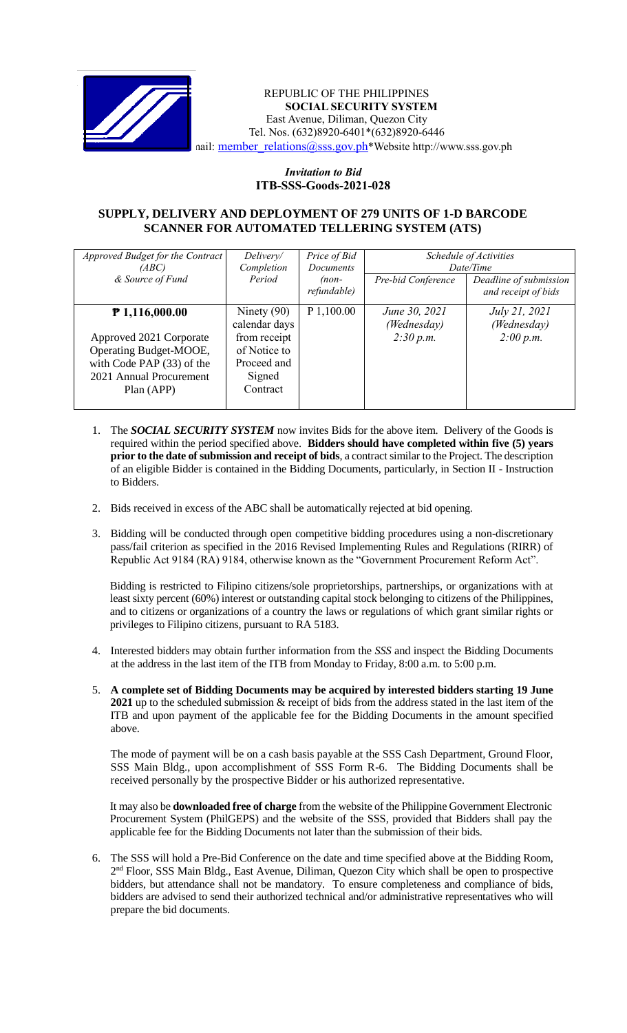REPUBLIC OF THE PHILIPPINES
**SOCIAL SECURITY SYSTEM**
East Avenue, Diliman, Quezon City
Tel. Nos. (632)8920-6401*(632)8920-6446
nail: member_relations@sss.gov.ph*Website http://www.sss.gov.ph

*Invitation to Bid*
**ITB-SSS-Goods-2021-028**

## SUPPLY, DELIVERY AND DEPLOYMENT OF 279 UNITS OF 1-D BARCODE SCANNER FOR AUTOMATED TELLERING SYSTEM (ATS)

| *Approved Budget for the Contract (ABC) & Source of Fund* | *Delivery/ Completion Period* | *Price of Bid Documents (non-refundable)* | *Schedule of Activities Date/Time* | |
|---|---|---|---|---|
| | | | *Pre-bid Conference* | *Deadline of submission and receipt of bids* |
| **₱ 1,116,000.00**<br><br>Approved 2021 Corporate Operating Budget-MOOE, with Code PAP (33) of the 2021 Annual Procurement Plan (APP) | Ninety (90) calendar days from receipt of Notice to Proceed and Signed Contract | P 1,100.00 | *June 30, 2021 (Wednesday) 2:30 p.m.* | *July 21, 2021 (Wednesday) 2:00 p.m.* |

1. The ***SOCIAL SECURITY SYSTEM*** now invites Bids for the above item. Delivery of the Goods is required within the period specified above. **Bidders should have completed within five (5) years prior to the date of submission and receipt of bids**, a contract similar to the Project. The description of an eligible Bidder is contained in the Bidding Documents, particularly, in Section II - Instruction to Bidders.

2. Bids received in excess of the ABC shall be automatically rejected at bid opening.

3. Bidding will be conducted through open competitive bidding procedures using a non-discretionary pass/fail criterion as specified in the 2016 Revised Implementing Rules and Regulations (RIRR) of Republic Act 9184 (RA) 9184, otherwise known as the "Government Procurement Reform Act".

   Bidding is restricted to Filipino citizens/sole proprietorships, partnerships, or organizations with at least sixty percent (60%) interest or outstanding capital stock belonging to citizens of the Philippines, and to citizens or organizations of a country the laws or regulations of which grant similar rights or privileges to Filipino citizens, pursuant to RA 5183.

4. Interested bidders may obtain further information from the *SSS* and inspect the Bidding Documents at the address in the last item of the ITB from Monday to Friday, 8:00 a.m. to 5:00 p.m.

5. **A complete set of Bidding Documents may be acquired by interested bidders starting 19 June 2021** up to the scheduled submission & receipt of bids from the address stated in the last item of the ITB and upon payment of the applicable fee for the Bidding Documents in the amount specified above.

   The mode of payment will be on a cash basis payable at the SSS Cash Department, Ground Floor, SSS Main Bldg., upon accomplishment of SSS Form R-6. The Bidding Documents shall be received personally by the prospective Bidder or his authorized representative.

   It may also be **downloaded free of charge** from the website of the Philippine Government Electronic Procurement System (PhilGEPS) and the website of the SSS, provided that Bidders shall pay the applicable fee for the Bidding Documents not later than the submission of their bids.

6. The SSS will hold a Pre-Bid Conference on the date and time specified above at the Bidding Room, 2nd Floor, SSS Main Bldg., East Avenue, Diliman, Quezon City which shall be open to prospective bidders, but attendance shall not be mandatory. To ensure completeness and compliance of bids, bidders are advised to send their authorized technical and/or administrative representatives who will prepare the bid documents.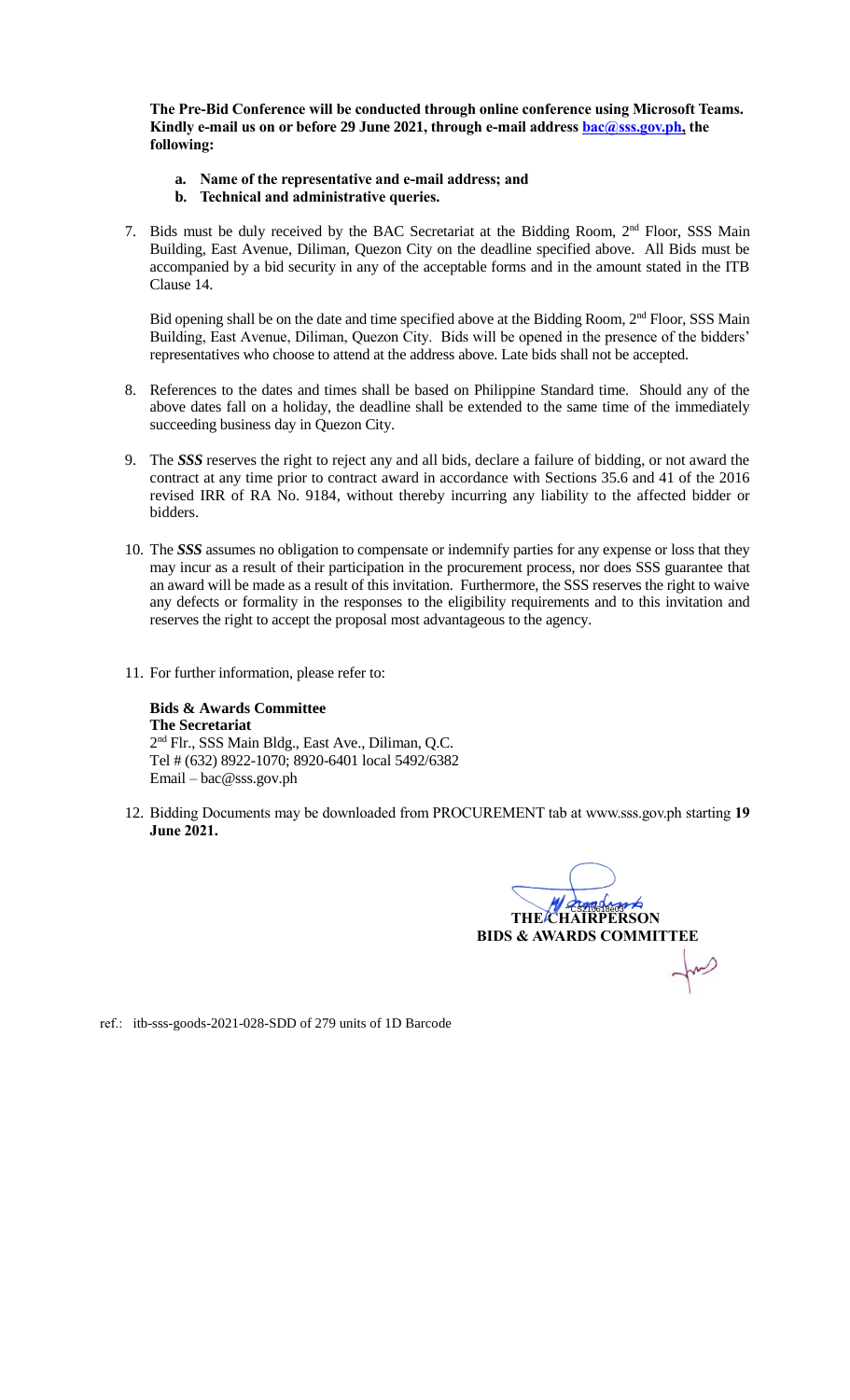**The Pre-Bid Conference will be conducted through online conference using Microsoft Teams. Kindly e-mail us on or before 29 June 2021, through e-mail address bac@sss.gov.ph, the following:**

- **a. Name of the representative and e-mail address; and**
- **b. Technical and administrative queries.**

7. Bids must be duly received by the BAC Secretariat at the Bidding Room, 2nd Floor, SSS Main Building, East Avenue, Diliman, Quezon City on the deadline specified above. All Bids must be accompanied by a bid security in any of the acceptable forms and in the amount stated in the ITB Clause 14.

   Bid opening shall be on the date and time specified above at the Bidding Room, 2nd Floor, SSS Main Building, East Avenue, Diliman, Quezon City. Bids will be opened in the presence of the bidders' representatives who choose to attend at the address above. Late bids shall not be accepted.

8. References to the dates and times shall be based on Philippine Standard time. Should any of the above dates fall on a holiday, the deadline shall be extended to the same time of the immediately succeeding business day in Quezon City.

9. The ***SSS*** reserves the right to reject any and all bids, declare a failure of bidding, or not award the contract at any time prior to contract award in accordance with Sections 35.6 and 41 of the 2016 revised IRR of RA No. 9184, without thereby incurring any liability to the affected bidder or bidders.

10. The ***SSS*** assumes no obligation to compensate or indemnify parties for any expense or loss that they may incur as a result of their participation in the procurement process, nor does SSS guarantee that an award will be made as a result of this invitation. Furthermore, the SSS reserves the right to waive any defects or formality in the responses to the eligibility requirements and to this invitation and reserves the right to accept the proposal most advantageous to the agency.

11. For further information, please refer to:

    **Bids & Awards Committee**
    **The Secretariat**
    2nd Flr., SSS Main Bldg., East Ave., Diliman, Q.C.
    Tel # (632) 8922-1070; 8920-6401 local 5492/6382
    Email – bac@sss.gov.ph

12. Bidding Documents may be downloaded from PROCUREMENT tab at www.sss.gov.ph starting **19 June 2021.**

**THE CHAIRPERSON**
**BIDS & AWARDS COMMITTEE**

ref.: itb-sss-goods-2021-028-SDD of 279 units of 1D Barcode